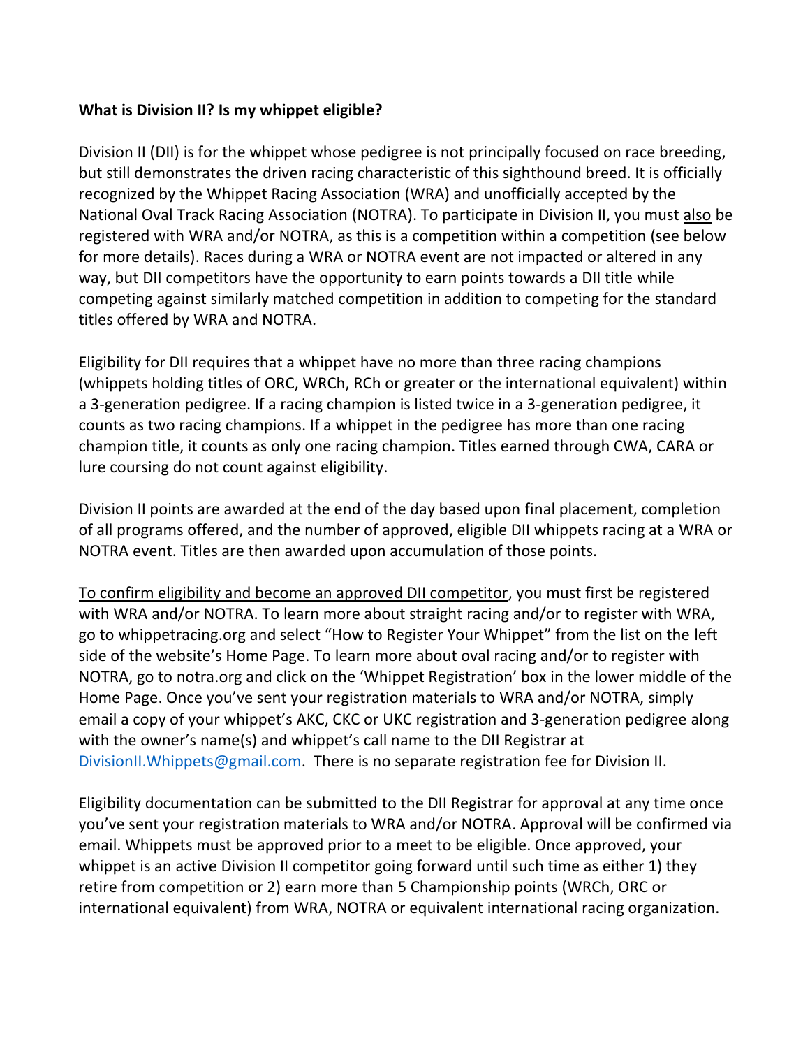**What is Division II? Is my whippet eligible?**

Division II (DII) is for the whippet whose pedigree is not principally focused on race breeding, but still demonstrates the driven racing characteristic of this sighthound breed. It is officially recognized by the Whippet Racing Association (WRA) and unofficially accepted by the National Oval Track Racing Association (NOTRA). To participate in Division II, you must <u>also</u> be registered with WRA and/or NOTRA, as this is a competition within a competition (see below for more details). Races during a WRA or NOTRA event are not impacted or altered in any way, but DII competitors have the opportunity to earn points towards a DII title while competing against similarly matched competition in addition to competing for the standard titles offered by WRA and NOTRA.

Eligibility for DII requires that a whippet have no more than three racing champions (whippets holding titles of ORC, WRCh, RCh or greater or the international equivalent) within a 3-generation pedigree. If a racing champion is listed twice in a 3-generation pedigree, it counts as two racing champions. If a whippet in the pedigree has more than one racing champion title, it counts as only one racing champion. Titles earned through CWA, CARA or lure coursing do not count against eligibility.

Division II points are awarded at the end of the day based upon final placement, completion of all programs offered, and the number of approved, eligible DII whippets racing at a WRA or NOTRA event. Titles are then awarded upon accumulation of those points.

<u>To confirm eligibility and become an approved DII competitor</u>, you must first be registered with WRA and/or NOTRA. To learn more about straight racing and/or to register with WRA, go to whippetracing.org and select "How to Register Your Whippet" from the list on the left side of the website's Home Page. To learn more about oval racing and/or to register with NOTRA, go to notra.org and click on the 'Whippet Registration' box in the lower middle of the Home Page. Once you've sent your registration materials to WRA and/or NOTRA, simply email a copy of your whippet's AKC, CKC or UKC registration and 3-generation pedigree along with the owner's name(s) and whippet's call name to the DII Registrar at DivisionII.Whippets@gmail.com. There is no separate registration fee for Division II.

Eligibility documentation can be submitted to the DII Registrar for approval at any time once you've sent your registration materials to WRA and/or NOTRA. Approval will be confirmed via email. Whippets must be approved prior to a meet to be eligible. Once approved, your whippet is an active Division II competitor going forward until such time as either 1) they retire from competition or 2) earn more than 5 Championship points (WRCh, ORC or international equivalent) from WRA, NOTRA or equivalent international racing organization.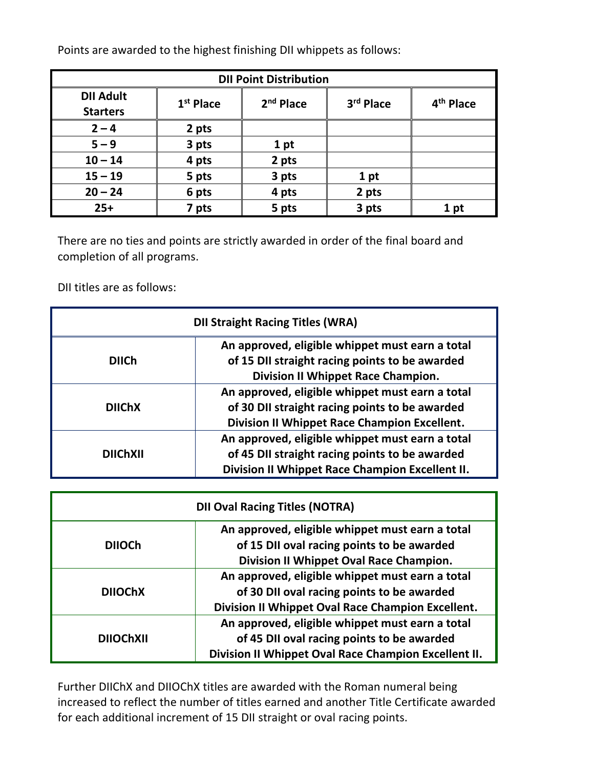Points are awarded to the highest finishing DII whippets as follows:

| DII Point Distribution | | | | |
|---|---|---|---|---|
| **DII Adult Starters** | **1st Place** | **2nd Place** | **3rd Place** | **4th Place** |
| **2 – 4** | **2 pts** | | | |
| **5 – 9** | **3 pts** | **1 pt** | | |
| **10 – 14** | **4 pts** | **2 pts** | | |
| **15 – 19** | **5 pts** | **3 pts** | **1 pt** | |
| **20 – 24** | **6 pts** | **4 pts** | **2 pts** | |
| **25+** | **7 pts** | **5 pts** | **3 pts** | **1 pt** |

There are no ties and points are strictly awarded in order of the final board and completion of all programs.

DII titles are as follows:

| DII Straight Racing Titles (WRA) | |
|---|---|
| **DIICh** | **An approved, eligible whippet must earn a total of 15 DII straight racing points to be awarded Division II Whippet Race Champion.** |
| **DIIChX** | **An approved, eligible whippet must earn a total of 30 DII straight racing points to be awarded Division II Whippet Race Champion Excellent.** |
| **DIIChXII** | **An approved, eligible whippet must earn a total of 45 DII straight racing points to be awarded Division II Whippet Race Champion Excellent II.** |

| DII Oval Racing Titles (NOTRA) | |
|---|---|
| **DIIOCh** | **An approved, eligible whippet must earn a total of 15 DII oval racing points to be awarded Division II Whippet Oval Race Champion.** |
| **DIIOChX** | **An approved, eligible whippet must earn a total of 30 DII oval racing points to be awarded Division II Whippet Oval Race Champion Excellent.** |
| **DIIOChXII** | **An approved, eligible whippet must earn a total of 45 DII oval racing points to be awarded Division II Whippet Oval Race Champion Excellent II.** |

Further DIIChX and DIIOChX titles are awarded with the Roman numeral being increased to reflect the number of titles earned and another Title Certificate awarded for each additional increment of 15 DII straight or oval racing points.